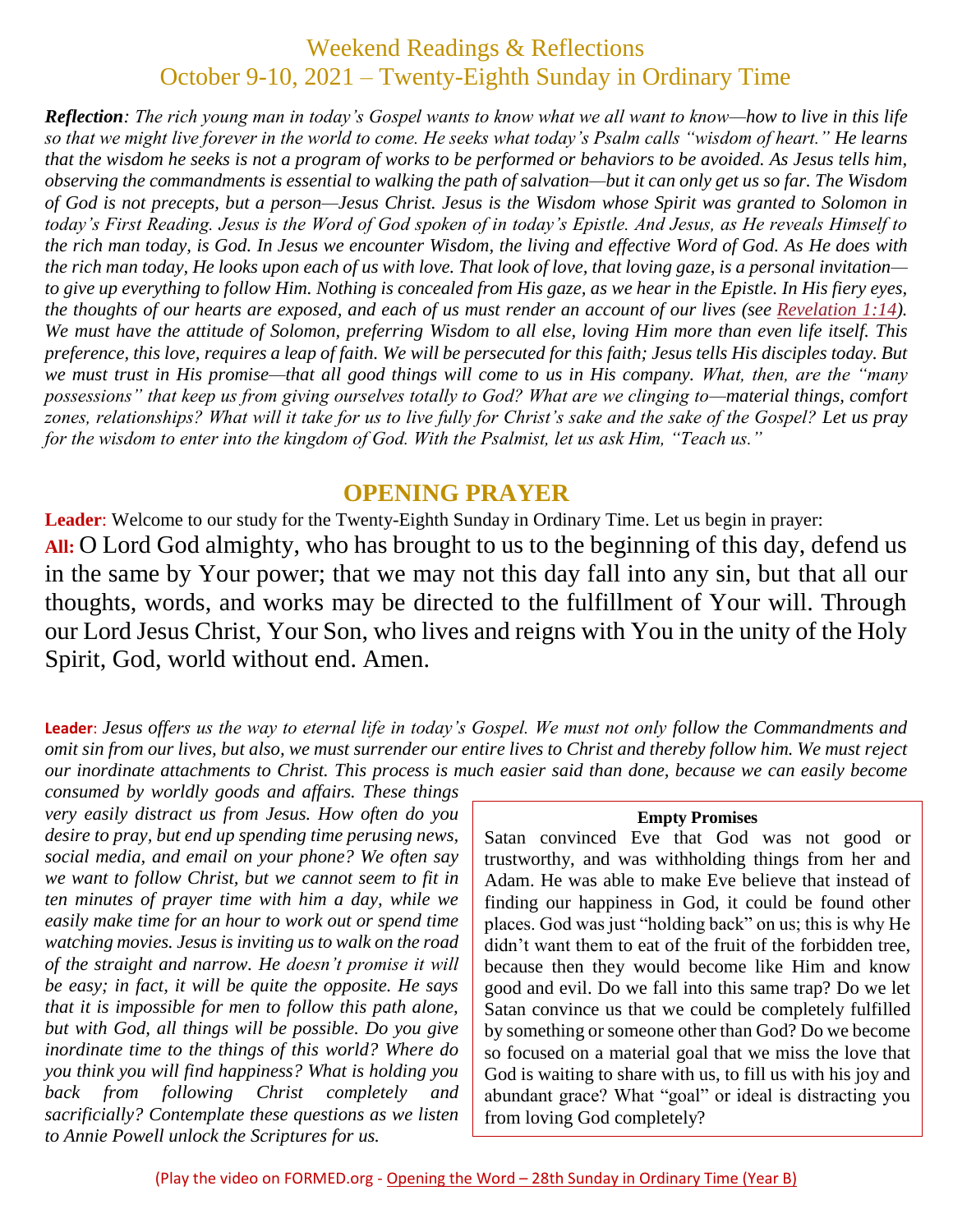# Weekend Readings & Reflections
## October 9-10, 2021 – Twenty-Eighth Sunday in Ordinary Time

***Reflection**: The rich young man in today's Gospel wants to know what we all want to know—how to live in this life so that we might live forever in the world to come. He seeks what today's Psalm calls "wisdom of heart." He learns that the wisdom he seeks is not a program of works to be performed or behaviors to be avoided. As Jesus tells him, observing the commandments is essential to walking the path of salvation—but it can only get us so far. The Wisdom of God is not precepts, but a person—Jesus Christ. Jesus is the Wisdom whose Spirit was granted to Solomon in today's First Reading. Jesus is the Word of God spoken of in today's Epistle. And Jesus, as He reveals Himself to the rich man today, is God. In Jesus we encounter Wisdom, the living and effective Word of God. As He does with the rich man today, He looks upon each of us with love. That look of love, that loving gaze, is a personal invitation—to give up everything to follow Him. Nothing is concealed from His gaze, as we hear in the Epistle. In His fiery eyes, the thoughts of our hearts are exposed, and each of us must render an account of our lives (see Revelation 1:14). We must have the attitude of Solomon, preferring Wisdom to all else, loving Him more than even life itself. This preference, this love, requires a leap of faith. We will be persecuted for this faith; Jesus tells His disciples today. But we must trust in His promise—that all good things will come to us in His company. What, then, are the "many possessions" that keep us from giving ourselves totally to God? What are we clinging to—material things, comfort zones, relationships? What will it take for us to live fully for Christ's sake and the sake of the Gospel? Let us pray for the wisdom to enter into the kingdom of God. With the Psalmist, let us ask Him, "Teach us."*

## OPENING PRAYER

**Leader**: Welcome to our study for the Twenty-Eighth Sunday in Ordinary Time. Let us begin in prayer:

**All:** O Lord God almighty, who has brought to us to the beginning of this day, defend us in the same by Your power; that we may not this day fall into any sin, but that all our thoughts, words, and works may be directed to the fulfillment of Your will. Through our Lord Jesus Christ, Your Son, who lives and reigns with You in the unity of the Holy Spirit, God, world without end. Amen.

**Leader**: *Jesus offers us the way to eternal life in today's Gospel. We must not only follow the Commandments and omit sin from our lives, but also, we must surrender our entire lives to Christ and thereby follow him. We must reject our inordinate attachments to Christ. This process is much easier said than done, because we can easily become consumed by worldly goods and affairs. These things very easily distract us from Jesus. How often do you desire to pray, but end up spending time perusing news, social media, and email on your phone? We often say we want to follow Christ, but we cannot seem to fit in ten minutes of prayer time with him a day, while we easily make time for an hour to work out or spend time watching movies. Jesus is inviting us to walk on the road of the straight and narrow. He doesn't promise it will be easy; in fact, it will be quite the opposite. He says that it is impossible for men to follow this path alone, but with God, all things will be possible. Do you give inordinate time to the things of this world? Where do you think you will find happiness? What is holding you back from following Christ completely and sacrificially? Contemplate these questions as we listen to Annie Powell unlock the Scriptures for us.*

**Empty Promises**

Satan convinced Eve that God was not good or trustworthy, and was withholding things from her and Adam. He was able to make Eve believe that instead of finding our happiness in God, it could be found other places. God was just "holding back" on us; this is why He didn't want them to eat of the fruit of the forbidden tree, because then they would become like Him and know good and evil. Do we fall into this same trap? Do we let Satan convince us that we could be completely fulfilled by something or someone other than God? Do we become so focused on a material goal that we miss the love that God is waiting to share with us, to fill us with his joy and abundant grace? What "goal" or ideal is distracting you from loving God completely?

(Play the video on FORMED.org - Opening the Word – 28th Sunday in Ordinary Time (Year B))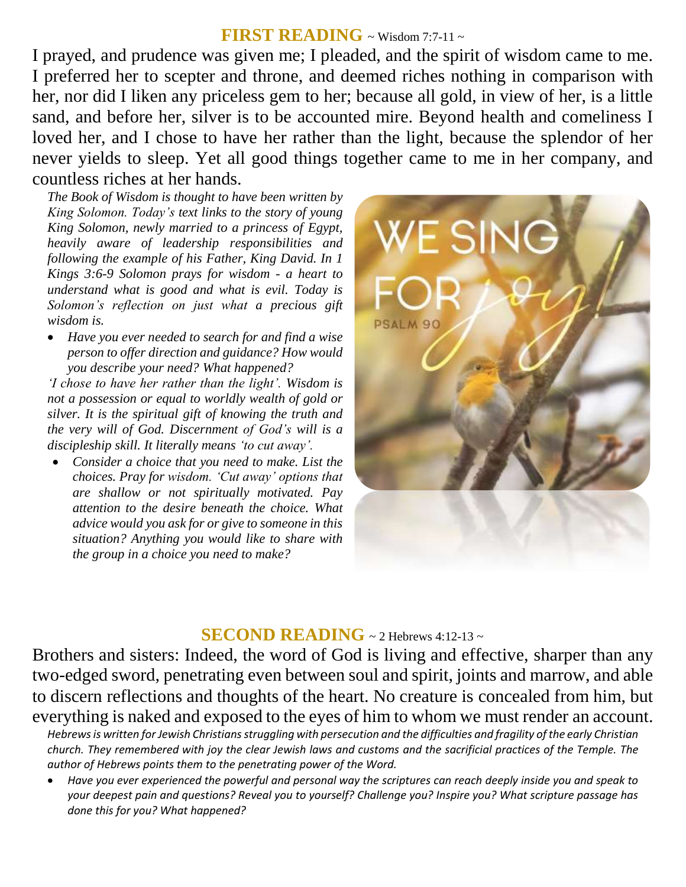## **FIRST READING** ~ Wisdom 7:7-11 ~

I prayed, and prudence was given me; I pleaded, and the spirit of wisdom came to me. I preferred her to scepter and throne, and deemed riches nothing in comparison with her, nor did I liken any priceless gem to her; because all gold, in view of her, is a little sand, and before her, silver is to be accounted mire. Beyond health and comeliness I loved her, and I chose to have her rather than the light, because the splendor of her never yields to sleep. Yet all good things together came to me in her company, and countless riches at her hands.

*The Book of Wisdom is thought to have been written by King Solomon. Today's text links to the story of young King Solomon, newly married to a princess of Egypt, heavily aware of leadership responsibilities and following the example of his Father, King David. In 1 Kings 3:6-9 Solomon prays for wisdom - a heart to understand what is good and what is evil. Today is Solomon's reflection on just what a precious gift wisdom is.*

- *Have you ever needed to search for and find a wise person to offer direction and guidance? How would you describe your need? What happened?*

*'I chose to have her rather than the light'. Wisdom is not a possession or equal to worldly wealth of gold or silver. It is the spiritual gift of knowing the truth and the very will of God. Discernment of God's will is a discipleship skill. It literally means 'to cut away'.*

- *Consider a choice that you need to make. List the choices. Pray for wisdom. 'Cut away' options that are shallow or not spiritually motivated. Pay attention to the desire beneath the choice. What advice would you ask for or give to someone in this situation? Anything you would like to share with the group in a choice you need to make?*

## **SECOND READING** ~ 2 Hebrews 4:12-13 ~

Brothers and sisters: Indeed, the word of God is living and effective, sharper than any two-edged sword, penetrating even between soul and spirit, joints and marrow, and able to discern reflections and thoughts of the heart. No creature is concealed from him, but everything is naked and exposed to the eyes of him to whom we must render an account.

*Hebrews is written for Jewish Christians struggling with persecution and the difficulties and fragility of the early Christian church. They remembered with joy the clear Jewish laws and customs and the sacrificial practices of the Temple. The author of Hebrews points them to the penetrating power of the Word.*

- *Have you ever experienced the powerful and personal way the scriptures can reach deeply inside you and speak to your deepest pain and questions? Reveal you to yourself? Challenge you? Inspire you? What scripture passage has done this for you? What happened?*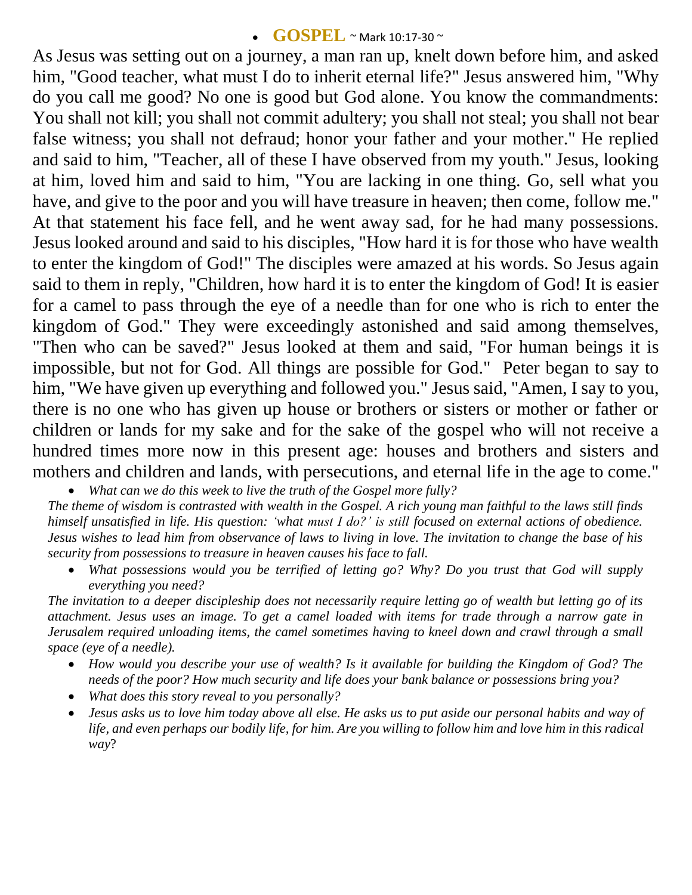- **GOSPEL** ~ Mark 10:17-30 ~

As Jesus was setting out on a journey, a man ran up, knelt down before him, and asked him, "Good teacher, what must I do to inherit eternal life?" Jesus answered him, "Why do you call me good? No one is good but God alone. You know the commandments: You shall not kill; you shall not commit adultery; you shall not steal; you shall not bear false witness; you shall not defraud; honor your father and your mother." He replied and said to him, "Teacher, all of these I have observed from my youth." Jesus, looking at him, loved him and said to him, "You are lacking in one thing. Go, sell what you have, and give to the poor and you will have treasure in heaven; then come, follow me." At that statement his face fell, and he went away sad, for he had many possessions. Jesus looked around and said to his disciples, "How hard it is for those who have wealth to enter the kingdom of God!" The disciples were amazed at his words. So Jesus again said to them in reply, "Children, how hard it is to enter the kingdom of God! It is easier for a camel to pass through the eye of a needle than for one who is rich to enter the kingdom of God." They were exceedingly astonished and said among themselves, "Then who can be saved?" Jesus looked at them and said, "For human beings it is impossible, but not for God. All things are possible for God." Peter began to say to him, "We have given up everything and followed you." Jesus said, "Amen, I say to you, there is no one who has given up house or brothers or sisters or mother or father or children or lands for my sake and for the sake of the gospel who will not receive a hundred times more now in this present age: houses and brothers and sisters and mothers and children and lands, with persecutions, and eternal life in the age to come."

- *What can we do this week to live the truth of the Gospel more fully?*

*The theme of wisdom is contrasted with wealth in the Gospel. A rich young man faithful to the laws still finds himself unsatisfied in life. His question: 'what must I do?' is still focused on external actions of obedience. Jesus wishes to lead him from observance of laws to living in love. The invitation to change the base of his security from possessions to treasure in heaven causes his face to fall.*

- *What possessions would you be terrified of letting go? Why? Do you trust that God will supply everything you need?*

*The invitation to a deeper discipleship does not necessarily require letting go of wealth but letting go of its attachment. Jesus uses an image. To get a camel loaded with items for trade through a narrow gate in Jerusalem required unloading items, the camel sometimes having to kneel down and crawl through a small space (eye of a needle).*

- *How would you describe your use of wealth? Is it available for building the Kingdom of God? The needs of the poor? How much security and life does your bank balance or possessions bring you?*
- *What does this story reveal to you personally?*
- *Jesus asks us to love him today above all else. He asks us to put aside our personal habits and way of life, and even perhaps our bodily life, for him. Are you willing to follow him and love him in this radical way?*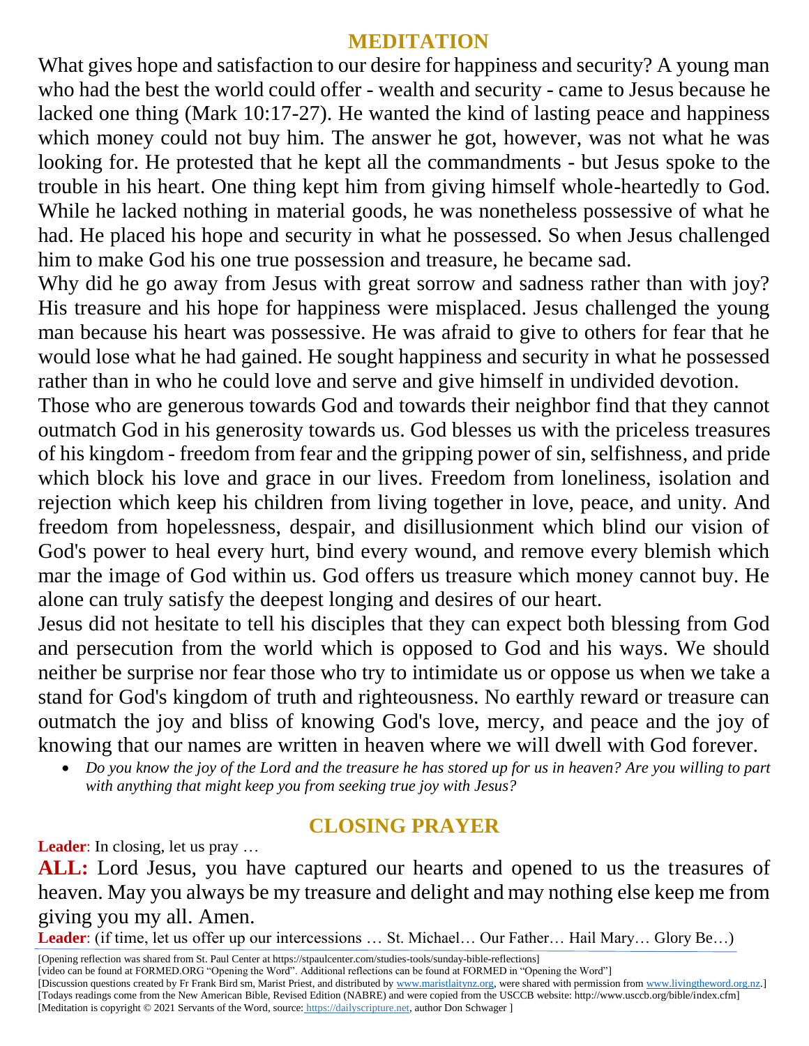## MEDITATION

What gives hope and satisfaction to our desire for happiness and security? A young man who had the best the world could offer - wealth and security - came to Jesus because he lacked one thing (Mark 10:17-27). He wanted the kind of lasting peace and happiness which money could not buy him. The answer he got, however, was not what he was looking for. He protested that he kept all the commandments - but Jesus spoke to the trouble in his heart. One thing kept him from giving himself whole-heartedly to God. While he lacked nothing in material goods, he was nonetheless possessive of what he had. He placed his hope and security in what he possessed. So when Jesus challenged him to make God his one true possession and treasure, he became sad.

Why did he go away from Jesus with great sorrow and sadness rather than with joy? His treasure and his hope for happiness were misplaced. Jesus challenged the young man because his heart was possessive. He was afraid to give to others for fear that he would lose what he had gained. He sought happiness and security in what he possessed rather than in who he could love and serve and give himself in undivided devotion.

Those who are generous towards God and towards their neighbor find that they cannot outmatch God in his generosity towards us. God blesses us with the priceless treasures of his kingdom - freedom from fear and the gripping power of sin, selfishness, and pride which block his love and grace in our lives. Freedom from loneliness, isolation and rejection which keep his children from living together in love, peace, and unity. And freedom from hopelessness, despair, and disillusionment which blind our vision of God's power to heal every hurt, bind every wound, and remove every blemish which mar the image of God within us. God offers us treasure which money cannot buy. He alone can truly satisfy the deepest longing and desires of our heart.

Jesus did not hesitate to tell his disciples that they can expect both blessing from God and persecution from the world which is opposed to God and his ways. We should neither be surprise nor fear those who try to intimidate us or oppose us when we take a stand for God's kingdom of truth and righteousness. No earthly reward or treasure can outmatch the joy and bliss of knowing God's love, mercy, and peace and the joy of knowing that our names are written in heaven where we will dwell with God forever.

- *Do you know the joy of the Lord and the treasure he has stored up for us in heaven? Are you willing to part with anything that might keep you from seeking true joy with Jesus?*

## CLOSING PRAYER

**Leader**: In closing, let us pray …

**ALL:** Lord Jesus, you have captured our hearts and opened to us the treasures of heaven. May you always be my treasure and delight and may nothing else keep me from giving you my all. Amen.

**Leader**: (if time, let us offer up our intercessions … St. Michael… Our Father… Hail Mary… Glory Be…)

[Opening reflection was shared from St. Paul Center at https://stpaulcenter.com/studies-tools/sunday-bible-reflections]
[video can be found at FORMED.ORG "Opening the Word". Additional reflections can be found at FORMED in "Opening the Word"]
[Discussion questions created by Fr Frank Bird sm, Marist Priest, and distributed by www.maristlaitynz.org, were shared with permission from www.livingtheword.org.nz.]
[Todays readings come from the New American Bible, Revised Edition (NABRE) and were copied from the USCCB website: http://www.usccb.org/bible/index.cfm]
[Meditation is copyright © 2021 Servants of the Word, source: https://dailyscripture.net, author Don Schwager ]